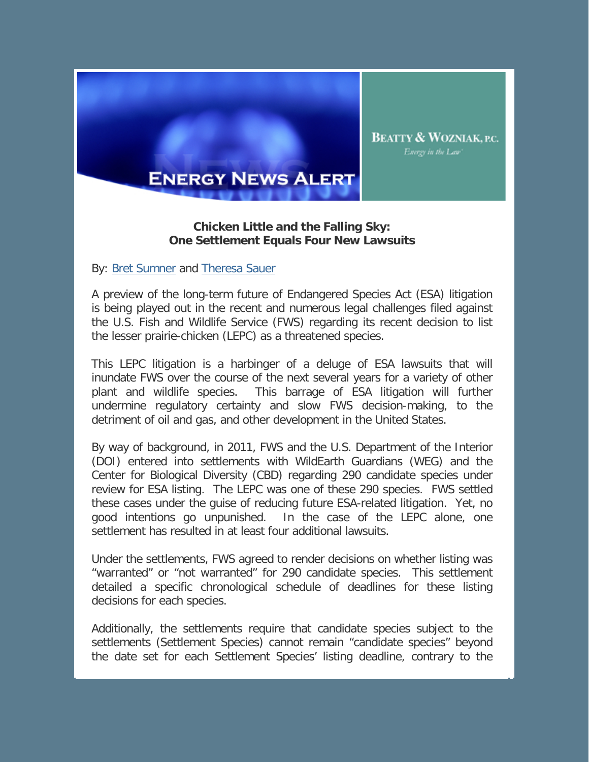**Chicken Little and the Falling Sky:**
**One Settlement Equals Four New Lawsuits**

By: Bret Sumner and Theresa Sauer

A preview of the long-term future of Endangered Species Act (ESA) litigation is being played out in the recent and numerous legal challenges filed against the U.S. Fish and Wildlife Service (FWS) regarding its recent decision to list the lesser prairie-chicken (LEPC) as a threatened species.

This LEPC litigation is a harbinger of a deluge of ESA lawsuits that will inundate FWS over the course of the next several years for a variety of other plant and wildlife species. This barrage of ESA litigation will further undermine regulatory certainty and slow FWS decision-making, to the detriment of oil and gas, and other development in the United States.

By way of background, in 2011, FWS and the U.S. Department of the Interior (DOI) entered into settlements with WildEarth Guardians (WEG) and the Center for Biological Diversity (CBD) regarding 290 candidate species under review for ESA listing. The LEPC was one of these 290 species. FWS settled these cases under the guise of reducing future ESA-related litigation. Yet, no good intentions go unpunished. In the case of the LEPC alone, one settlement has resulted in at least four additional lawsuits.

Under the settlements, FWS agreed to render decisions on whether listing was "warranted" or "not warranted" for 290 candidate species. This settlement detailed a specific chronological schedule of deadlines for these listing decisions for each species.

Additionally, the settlements require that candidate species subject to the settlements (Settlement Species) cannot remain "candidate species" beyond the date set for each Settlement Species' listing deadline, contrary to the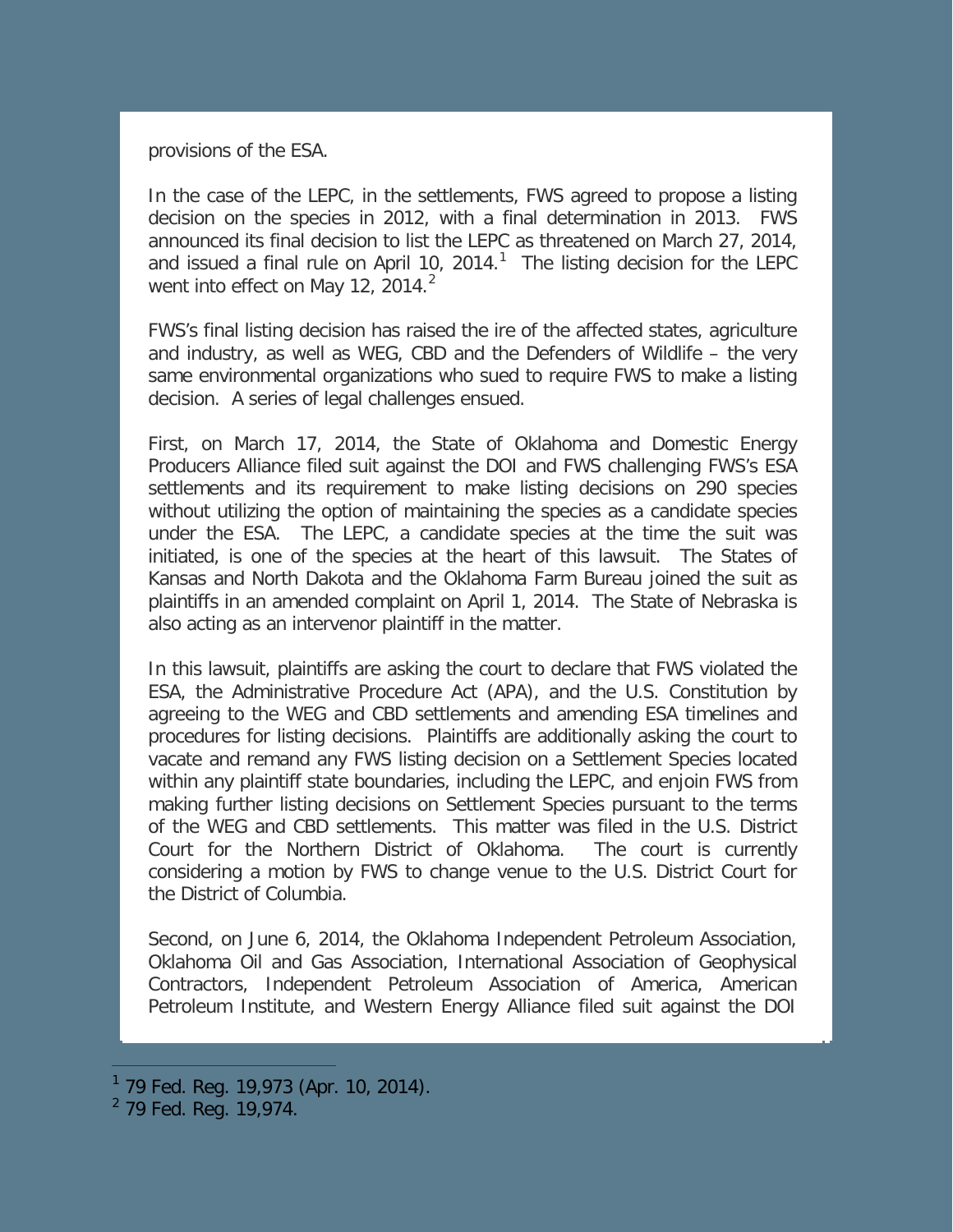provisions of the ESA.

In the case of the LEPC, in the settlements, FWS agreed to propose a listing decision on the species in 2012, with a final determination in 2013. FWS announced its final decision to list the LEPC as threatened on March 27, 2014, and issued a final rule on April 10, 2014.[1] The listing decision for the LEPC went into effect on May 12, 2014.[2]

FWS's final listing decision has raised the ire of the affected states, agriculture and industry, as well as WEG, CBD and the Defenders of Wildlife – the very same environmental organizations who sued to require FWS to make a listing decision. A series of legal challenges ensued.

First, on March 17, 2014, the State of Oklahoma and Domestic Energy Producers Alliance filed suit against the DOI and FWS challenging FWS's ESA settlements and its requirement to make listing decisions on 290 species without utilizing the option of maintaining the species as a candidate species under the ESA. The LEPC, a candidate species at the time the suit was initiated, is one of the species at the heart of this lawsuit. The States of Kansas and North Dakota and the Oklahoma Farm Bureau joined the suit as plaintiffs in an amended complaint on April 1, 2014. The State of Nebraska is also acting as an intervenor plaintiff in the matter.

In this lawsuit, plaintiffs are asking the court to declare that FWS violated the ESA, the Administrative Procedure Act (APA), and the U.S. Constitution by agreeing to the WEG and CBD settlements and amending ESA timelines and procedures for listing decisions. Plaintiffs are additionally asking the court to vacate and remand any FWS listing decision on a Settlement Species located within any plaintiff state boundaries, including the LEPC, and enjoin FWS from making further listing decisions on Settlement Species pursuant to the terms of the WEG and CBD settlements. This matter was filed in the U.S. District Court for the Northern District of Oklahoma. The court is currently considering a motion by FWS to change venue to the U.S. District Court for the District of Columbia.

Second, on June 6, 2014, the Oklahoma Independent Petroleum Association, Oklahoma Oil and Gas Association, International Association of Geophysical Contractors, Independent Petroleum Association of America, American Petroleum Institute, and Western Energy Alliance filed suit against the DOI

---

[1] 79 Fed. Reg. 19,973 (Apr. 10, 2014).

[2] 79 Fed. Reg. 19,974.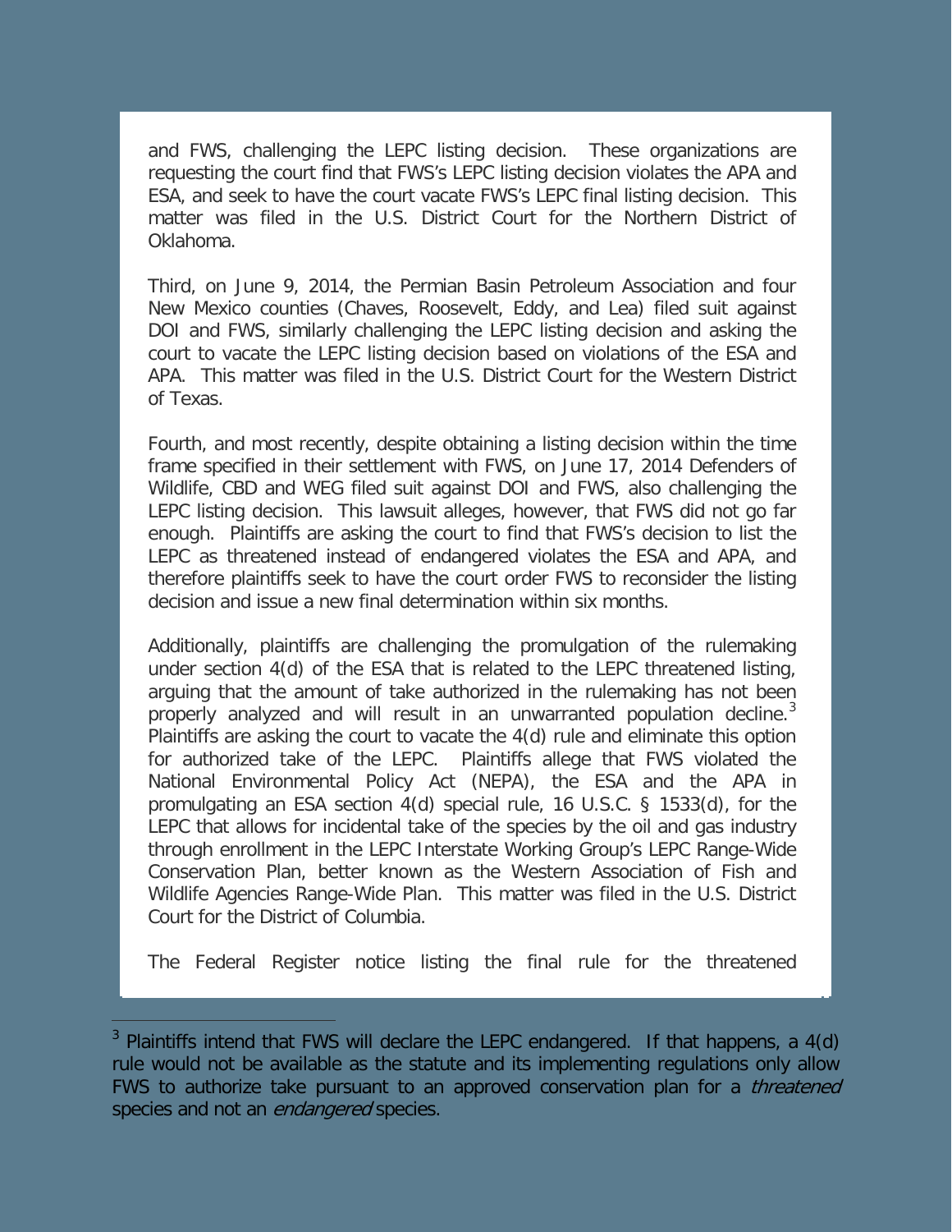and FWS, challenging the LEPC listing decision. These organizations are requesting the court find that FWS's LEPC listing decision violates the APA and ESA, and seek to have the court vacate FWS's LEPC final listing decision. This matter was filed in the U.S. District Court for the Northern District of Oklahoma.

Third, on June 9, 2014, the Permian Basin Petroleum Association and four New Mexico counties (Chaves, Roosevelt, Eddy, and Lea) filed suit against DOI and FWS, similarly challenging the LEPC listing decision and asking the court to vacate the LEPC listing decision based on violations of the ESA and APA. This matter was filed in the U.S. District Court for the Western District of Texas.

Fourth, and most recently, despite obtaining a listing decision within the time frame specified in their settlement with FWS, on June 17, 2014 Defenders of Wildlife, CBD and WEG filed suit against DOI and FWS, also challenging the LEPC listing decision. This lawsuit alleges, however, that FWS did not go far enough. Plaintiffs are asking the court to find that FWS's decision to list the LEPC as threatened instead of endangered violates the ESA and APA, and therefore plaintiffs seek to have the court order FWS to reconsider the listing decision and issue a new final determination within six months.

Additionally, plaintiffs are challenging the promulgation of the rulemaking under section 4(d) of the ESA that is related to the LEPC threatened listing, arguing that the amount of take authorized in the rulemaking has not been properly analyzed and will result in an unwarranted population decline.[3] Plaintiffs are asking the court to vacate the 4(d) rule and eliminate this option for authorized take of the LEPC. Plaintiffs allege that FWS violated the National Environmental Policy Act (NEPA), the ESA and the APA in promulgating an ESA section 4(d) special rule, 16 U.S.C. § 1533(d), for the LEPC that allows for incidental take of the species by the oil and gas industry through enrollment in the LEPC Interstate Working Group's LEPC Range-Wide Conservation Plan, better known as the Western Association of Fish and Wildlife Agencies Range-Wide Plan. This matter was filed in the U.S. District Court for the District of Columbia.

The Federal Register notice listing the final rule for the threatened

---

[3] Plaintiffs intend that FWS will declare the LEPC endangered. If that happens, a 4(d) rule would not be available as the statute and its implementing regulations only allow FWS to authorize take pursuant to an approved conservation plan for a *threatened* species and not an *endangered* species.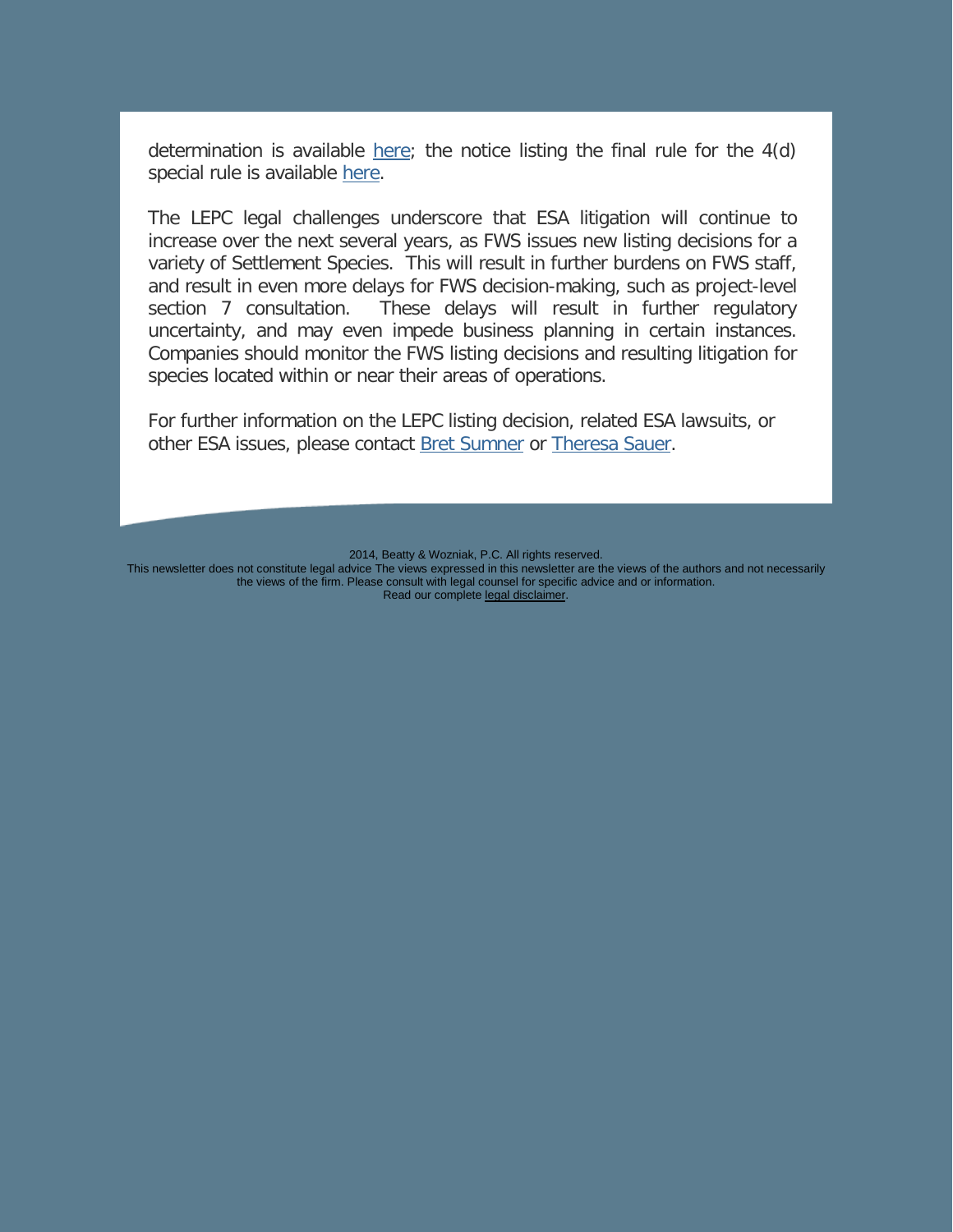determination is available here; the notice listing the final rule for the 4(d) special rule is available here.

The LEPC legal challenges underscore that ESA litigation will continue to increase over the next several years, as FWS issues new listing decisions for a variety of Settlement Species. This will result in further burdens on FWS staff, and result in even more delays for FWS decision-making, such as project-level section 7 consultation. These delays will result in further regulatory uncertainty, and may even impede business planning in certain instances. Companies should monitor the FWS listing decisions and resulting litigation for species located within or near their areas of operations.

For further information on the LEPC listing decision, related ESA lawsuits, or other ESA issues, please contact Bret Sumner or Theresa Sauer.

2014, Beatty & Wozniak, P.C. All rights reserved.
This newsletter does not constitute legal advice The views expressed in this newsletter are the views of the authors and not necessarily the views of the firm. Please consult with legal counsel for specific advice and or information.
Read our complete legal disclaimer.